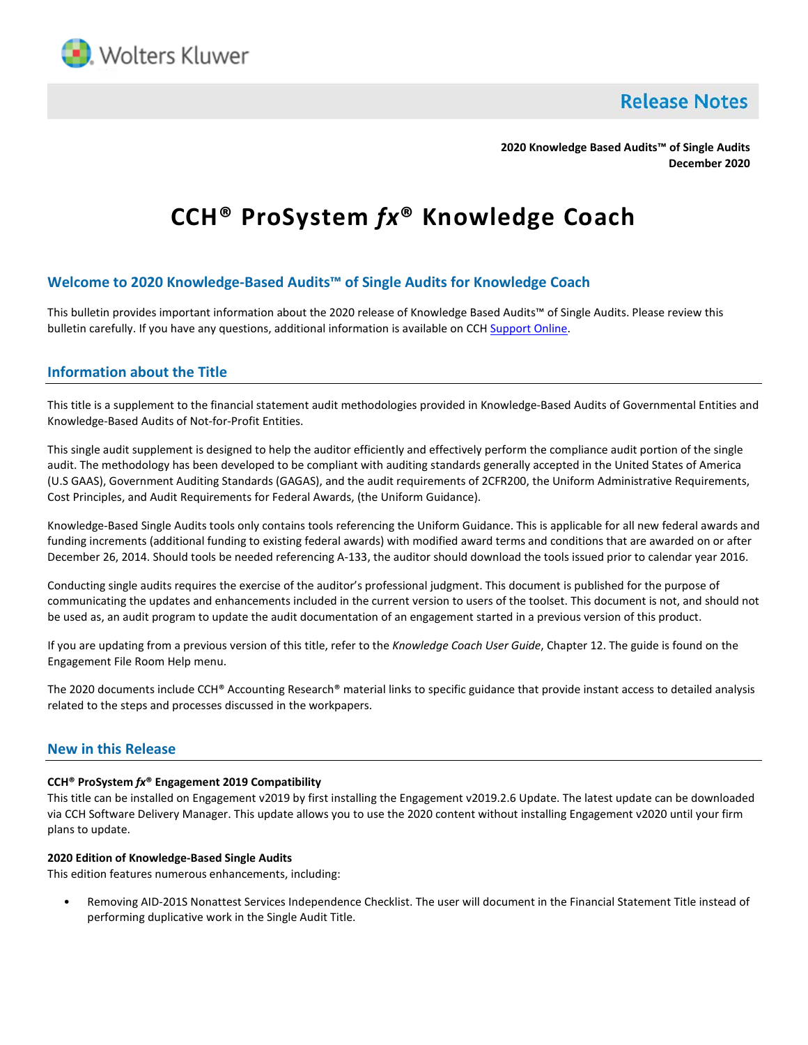Release Notes

**2020 Knowledge Based Audits™ of Single Audits**
**December 2020**

# CCH® ProSystem *fx*® Knowledge Coach

## Welcome to 2020 Knowledge-Based Audits™ of Single Audits for Knowledge Coach

This bulletin provides important information about the 2020 release of Knowledge Based Audits™ of Single Audits. Please review this bulletin carefully. If you have any questions, additional information is available on CCH Support Online.

## Information about the Title

This title is a supplement to the financial statement audit methodologies provided in Knowledge-Based Audits of Governmental Entities and Knowledge-Based Audits of Not-for-Profit Entities.

This single audit supplement is designed to help the auditor efficiently and effectively perform the compliance audit portion of the single audit. The methodology has been developed to be compliant with auditing standards generally accepted in the United States of America (U.S GAAS), Government Auditing Standards (GAGAS), and the audit requirements of 2CFR200, the Uniform Administrative Requirements, Cost Principles, and Audit Requirements for Federal Awards, (the Uniform Guidance).

Knowledge-Based Single Audits tools only contains tools referencing the Uniform Guidance. This is applicable for all new federal awards and funding increments (additional funding to existing federal awards) with modified award terms and conditions that are awarded on or after December 26, 2014. Should tools be needed referencing A-133, the auditor should download the tools issued prior to calendar year 2016.

Conducting single audits requires the exercise of the auditor's professional judgment. This document is published for the purpose of communicating the updates and enhancements included in the current version to users of the toolset. This document is not, and should not be used as, an audit program to update the audit documentation of an engagement started in a previous version of this product.

If you are updating from a previous version of this title, refer to the *Knowledge Coach User Guide*, Chapter 12. The guide is found on the Engagement File Room Help menu.

The 2020 documents include CCH® Accounting Research® material links to specific guidance that provide instant access to detailed analysis related to the steps and processes discussed in the workpapers.

## New in this Release

**CCH® ProSystem *fx*® Engagement 2019 Compatibility**
This title can be installed on Engagement v2019 by first installing the Engagement v2019.2.6 Update. The latest update can be downloaded via CCH Software Delivery Manager. This update allows you to use the 2020 content without installing Engagement v2020 until your firm plans to update.

**2020 Edition of Knowledge-Based Single Audits**
This edition features numerous enhancements, including:

- Removing AID-201S Nonattest Services Independence Checklist. The user will document in the Financial Statement Title instead of performing duplicative work in the Single Audit Title.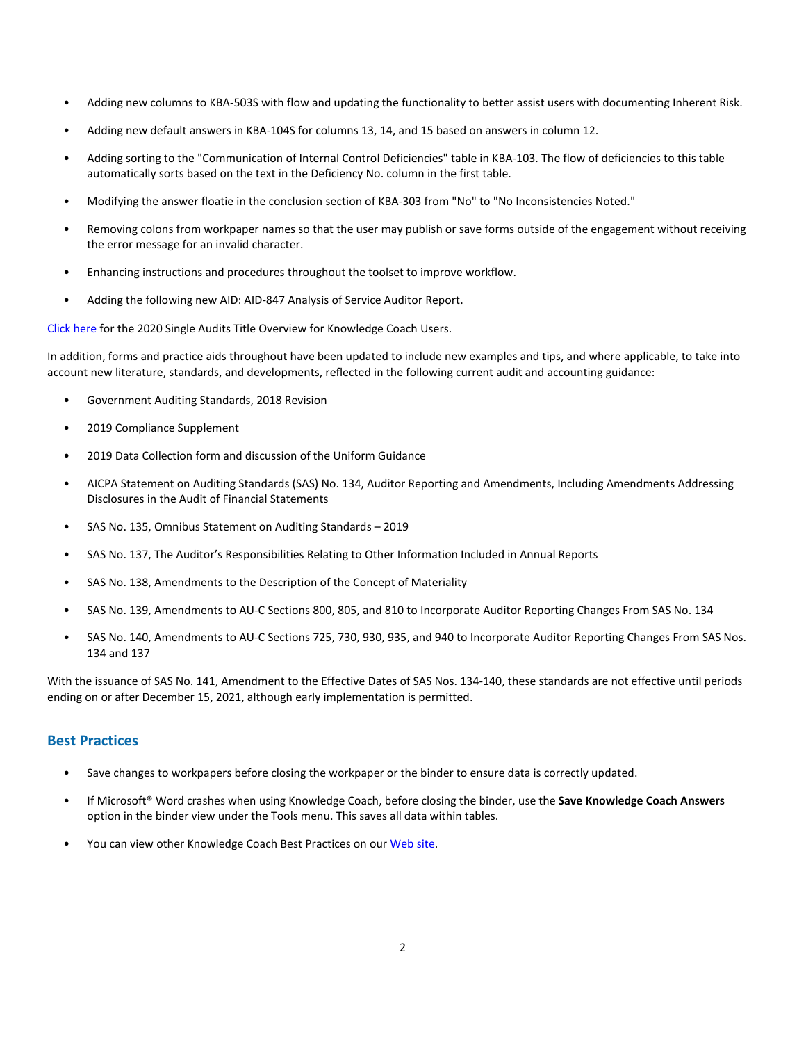- Adding new columns to KBA-503S with flow and updating the functionality to better assist users with documenting Inherent Risk.
- Adding new default answers in KBA-104S for columns 13, 14, and 15 based on answers in column 12.
- Adding sorting to the "Communication of Internal Control Deficiencies" table in KBA-103. The flow of deficiencies to this table automatically sorts based on the text in the Deficiency No. column in the first table.
- Modifying the answer floatie in the conclusion section of KBA-303 from "No" to "No Inconsistencies Noted."
- Removing colons from workpaper names so that the user may publish or save forms outside of the engagement without receiving the error message for an invalid character.
- Enhancing instructions and procedures throughout the toolset to improve workflow.
- Adding the following new AID: AID-847 Analysis of Service Auditor Report.

Click here for the 2020 Single Audits Title Overview for Knowledge Coach Users.

In addition, forms and practice aids throughout have been updated to include new examples and tips, and where applicable, to take into account new literature, standards, and developments, reflected in the following current audit and accounting guidance:

- Government Auditing Standards, 2018 Revision
- 2019 Compliance Supplement
- 2019 Data Collection form and discussion of the Uniform Guidance
- AICPA Statement on Auditing Standards (SAS) No. 134, Auditor Reporting and Amendments, Including Amendments Addressing Disclosures in the Audit of Financial Statements
- SAS No. 135, Omnibus Statement on Auditing Standards – 2019
- SAS No. 137, The Auditor's Responsibilities Relating to Other Information Included in Annual Reports
- SAS No. 138, Amendments to the Description of the Concept of Materiality
- SAS No. 139, Amendments to AU-C Sections 800, 805, and 810 to Incorporate Auditor Reporting Changes From SAS No. 134
- SAS No. 140, Amendments to AU-C Sections 725, 730, 930, 935, and 940 to Incorporate Auditor Reporting Changes From SAS Nos. 134 and 137

With the issuance of SAS No. 141, Amendment to the Effective Dates of SAS Nos. 134-140, these standards are not effective until periods ending on or after December 15, 2021, although early implementation is permitted.

## Best Practices

- Save changes to workpapers before closing the workpaper or the binder to ensure data is correctly updated.
- If Microsoft® Word crashes when using Knowledge Coach, before closing the binder, use the **Save Knowledge Coach Answers** option in the binder view under the Tools menu. This saves all data within tables.
- You can view other Knowledge Coach Best Practices on our Web site.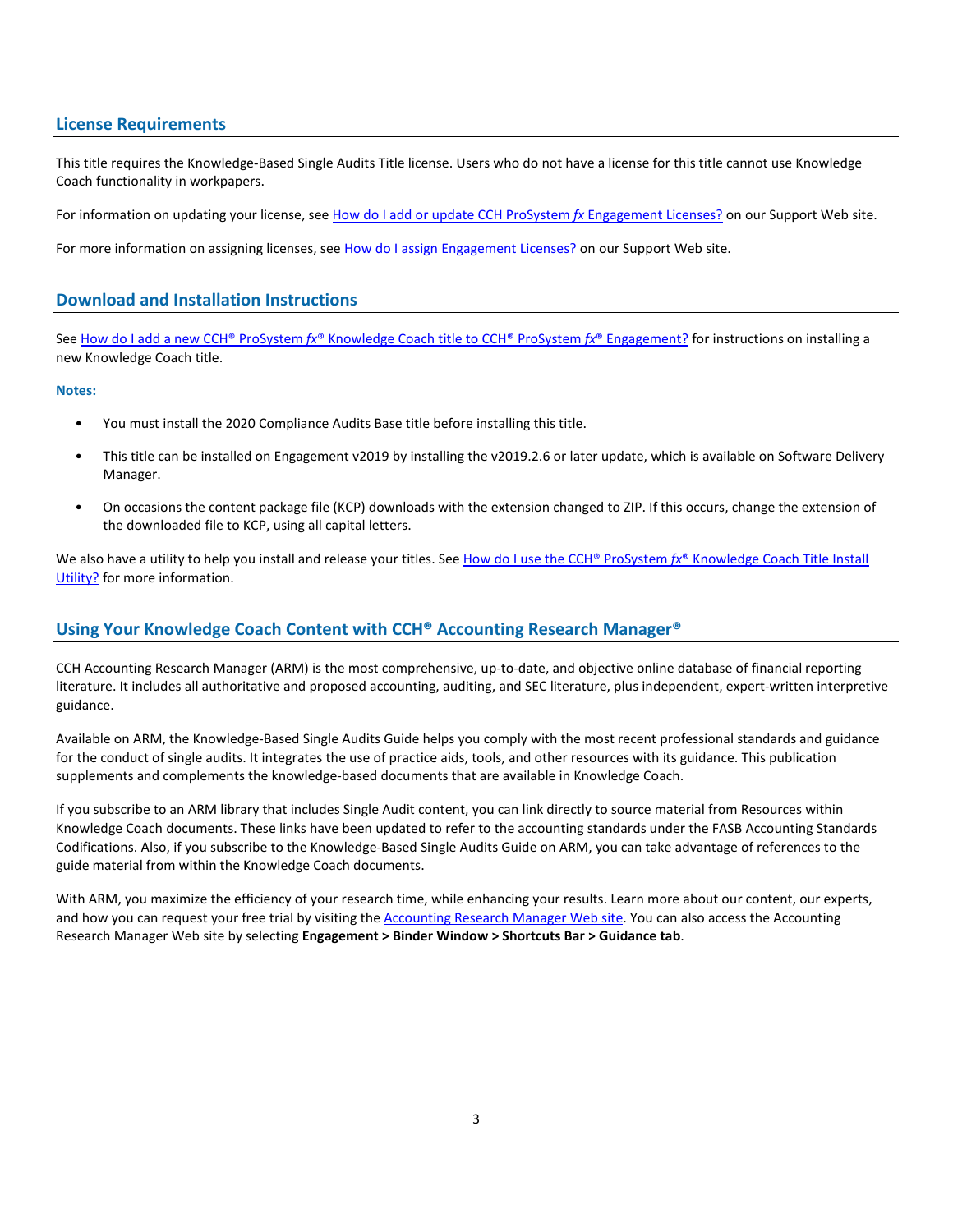## License Requirements

This title requires the Knowledge-Based Single Audits Title license. Users who do not have a license for this title cannot use Knowledge Coach functionality in workpapers.

For information on updating your license, see How do I add or update CCH ProSystem *fx* Engagement Licenses? on our Support Web site.

For more information on assigning licenses, see How do I assign Engagement Licenses? on our Support Web site.

## Download and Installation Instructions

See How do I add a new CCH® ProSystem *fx*® Knowledge Coach title to CCH® ProSystem *fx*® Engagement? for instructions on installing a new Knowledge Coach title.

**Notes:**

- You must install the 2020 Compliance Audits Base title before installing this title.
- This title can be installed on Engagement v2019 by installing the v2019.2.6 or later update, which is available on Software Delivery Manager.
- On occasions the content package file (KCP) downloads with the extension changed to ZIP. If this occurs, change the extension of the downloaded file to KCP, using all capital letters.

We also have a utility to help you install and release your titles. See How do I use the CCH® ProSystem *fx*® Knowledge Coach Title Install Utility? for more information.

## Using Your Knowledge Coach Content with CCH® Accounting Research Manager®

CCH Accounting Research Manager (ARM) is the most comprehensive, up-to-date, and objective online database of financial reporting literature. It includes all authoritative and proposed accounting, auditing, and SEC literature, plus independent, expert-written interpretive guidance.

Available on ARM, the Knowledge-Based Single Audits Guide helps you comply with the most recent professional standards and guidance for the conduct of single audits. It integrates the use of practice aids, tools, and other resources with its guidance. This publication supplements and complements the knowledge-based documents that are available in Knowledge Coach.

If you subscribe to an ARM library that includes Single Audit content, you can link directly to source material from Resources within Knowledge Coach documents. These links have been updated to refer to the accounting standards under the FASB Accounting Standards Codifications. Also, if you subscribe to the Knowledge-Based Single Audits Guide on ARM, you can take advantage of references to the guide material from within the Knowledge Coach documents.

With ARM, you maximize the efficiency of your research time, while enhancing your results. Learn more about our content, our experts, and how you can request your free trial by visiting the Accounting Research Manager Web site. You can also access the Accounting Research Manager Web site by selecting **Engagement > Binder Window > Shortcuts Bar > Guidance tab**.